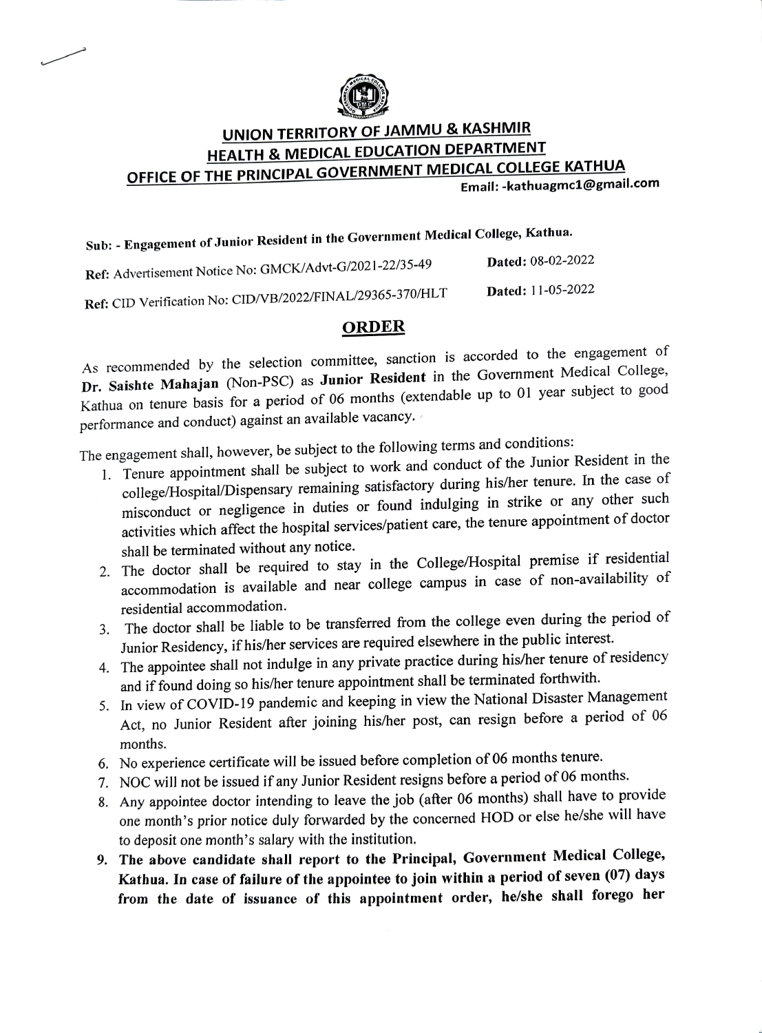# UNION TERRITORY OF JAMMU & KASHMIR
## HEALTH & MEDICAL EDUCATION DEPARTMENT
## OFFICE OF THE PRINCIPAL GOVERNMENT MEDICAL COLLEGE KATHUA

Email: -kathuagmc1@gmail.com

**Sub: - Engagement of Junior Resident in the Government Medical College, Kathua.**

Ref: Advertisement Notice No: GMCK/Advt-G/2021-22/35-49 **Dated:** 08-02-2022

Ref: CID Verification No: CID/VB/2022/FINAL/29365-370/HLT **Dated:** 11-05-2022

## ORDER

As recommended by the selection committee, sanction is accorded to the engagement of **Dr. Saishte Mahajan** (Non-PSC) as **Junior Resident** in the Government Medical College, Kathua on tenure basis for a period of 06 months (extendable up to 01 year subject to good performance and conduct) against an available vacancy.

The engagement shall, however, be subject to the following terms and conditions:

1. Tenure appointment shall be subject to work and conduct of the Junior Resident in the college/Hospital/Dispensary remaining satisfactory during his/her tenure. In the case of misconduct or negligence in duties or found indulging in strike or any other such activities which affect the hospital services/patient care, the tenure appointment of doctor shall be terminated without any notice.
2. The doctor shall be required to stay in the College/Hospital premise if residential accommodation is available and near college campus in case of non-availability of residential accommodation.
3. The doctor shall be liable to be transferred from the college even during the period of Junior Residency, if his/her services are required elsewhere in the public interest.
4. The appointee shall not indulge in any private practice during his/her tenure of residency and if found doing so his/her tenure appointment shall be terminated forthwith.
5. In view of COVID-19 pandemic and keeping in view the National Disaster Management Act, no Junior Resident after joining his/her post, can resign before a period of 06 months.
6. No experience certificate will be issued before completion of 06 months tenure.
7. NOC will not be issued if any Junior Resident resigns before a period of 06 months.
8. Any appointee doctor intending to leave the job (after 06 months) shall have to provide one month's prior notice duly forwarded by the concerned HOD or else he/she will have to deposit one month's salary with the institution.
9. **The above candidate shall report to the Principal, Government Medical College, Kathua. In case of failure of the appointee to join within a period of seven (07) days from the date of issuance of this appointment order, he/she shall forego her**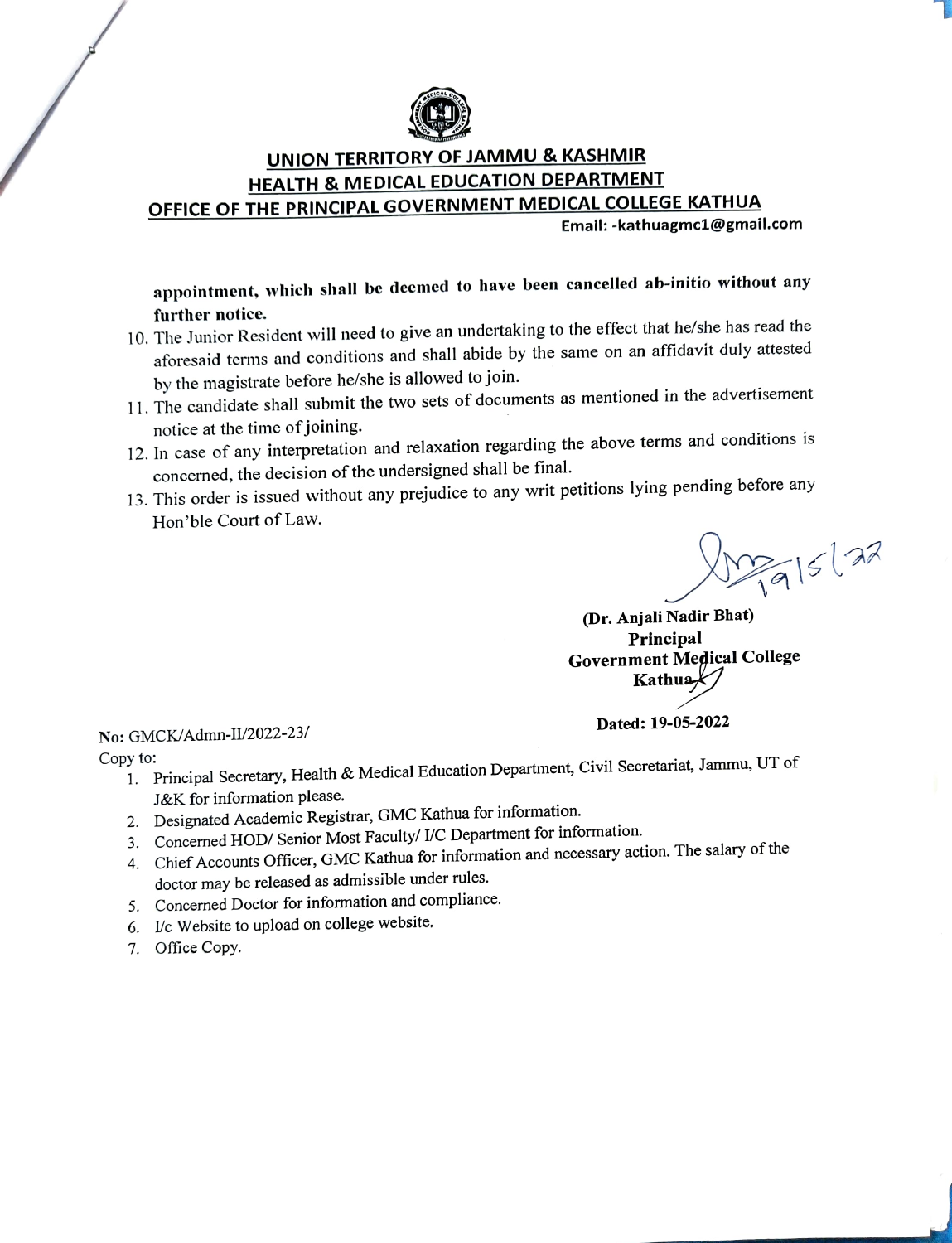**UNION TERRITORY OF JAMMU & KASHMIR**
**HEALTH & MEDICAL EDUCATION DEPARTMENT**
**OFFICE OF THE PRINCIPAL GOVERNMENT MEDICAL COLLEGE KATHUA**

Email: -kathuagmc1@gmail.com

**appointment, which shall be deemed to have been cancelled ab-initio without any further notice.**

10. The Junior Resident will need to give an undertaking to the effect that he/she has read the aforesaid terms and conditions and shall abide by the same on an affidavit duly attested by the magistrate before he/she is allowed to join.
11. The candidate shall submit the two sets of documents as mentioned in the advertisement notice at the time of joining.
12. In case of any interpretation and relaxation regarding the above terms and conditions is concerned, the decision of the undersigned shall be final.
13. This order is issued without any prejudice to any writ petitions lying pending before any Hon'ble Court of Law.

19/5/22

**(Dr. Anjali Nadir Bhat)**
**Principal**
**Government Medical College**
**Kathua**

No: GMCK/Admn-II/2022-23/

**Dated: 19-05-2022**

Copy to:

1. Principal Secretary, Health & Medical Education Department, Civil Secretariat, Jammu, UT of J&K for information please.
2. Designated Academic Registrar, GMC Kathua for information.
3. Concerned HOD/ Senior Most Faculty/ I/C Department for information.
4. Chief Accounts Officer, GMC Kathua for information and necessary action. The salary of the doctor may be released as admissible under rules.
5. Concerned Doctor for information and compliance.
6. I/c Website to upload on college website.
7. Office Copy.